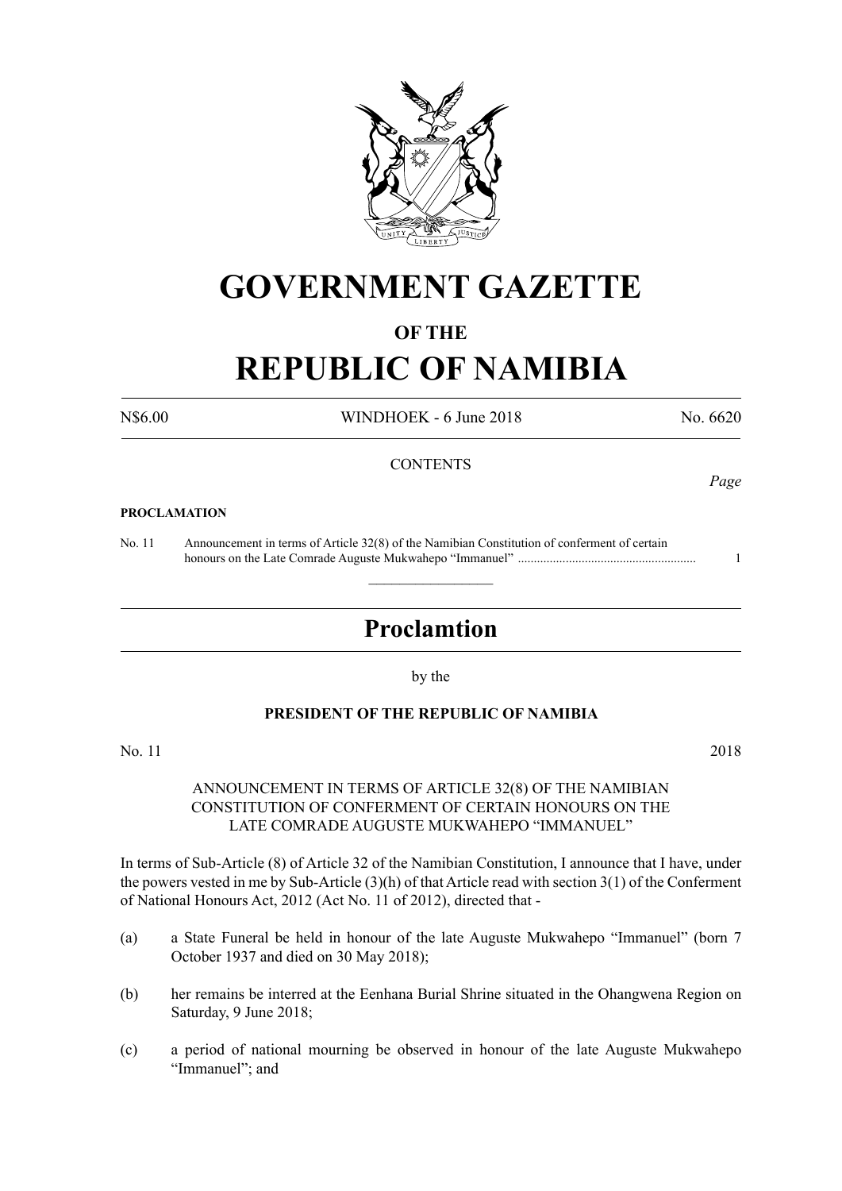# GOVERNMENT GAZETTE

## OF THE

# REPUBLIC OF NAMIBIA

N$6.00 WINDHOEK - 6 June 2018 No. 6620

CONTENTS

*Page*

**PROCLAMATION**

No. 11 Announcement in terms of Article 32(8) of the Namibian Constitution of conferment of certain honours on the Late Comrade Auguste Mukwahepo "Immanuel" ........................................................ 1

---

## Proclamtion

by the

**PRESIDENT OF THE REPUBLIC OF NAMIBIA**

No. 11 2018

ANNOUNCEMENT IN TERMS OF ARTICLE 32(8) OF THE NAMIBIAN CONSTITUTION OF CONFERMENT OF CERTAIN HONOURS ON THE LATE COMRADE AUGUSTE MUKWAHEPO "IMMANUEL"

In terms of Sub-Article (8) of Article 32 of the Namibian Constitution, I announce that I have, under the powers vested in me by Sub-Article (3)(h) of that Article read with section 3(1) of the Conferment of National Honours Act, 2012 (Act No. 11 of 2012), directed that -

(a) a State Funeral be held in honour of the late Auguste Mukwahepo "Immanuel" (born 7 October 1937 and died on 30 May 2018);

(b) her remains be interred at the Eenhana Burial Shrine situated in the Ohangwena Region on Saturday, 9 June 2018;

(c) a period of national mourning be observed in honour of the late Auguste Mukwahepo "Immanuel"; and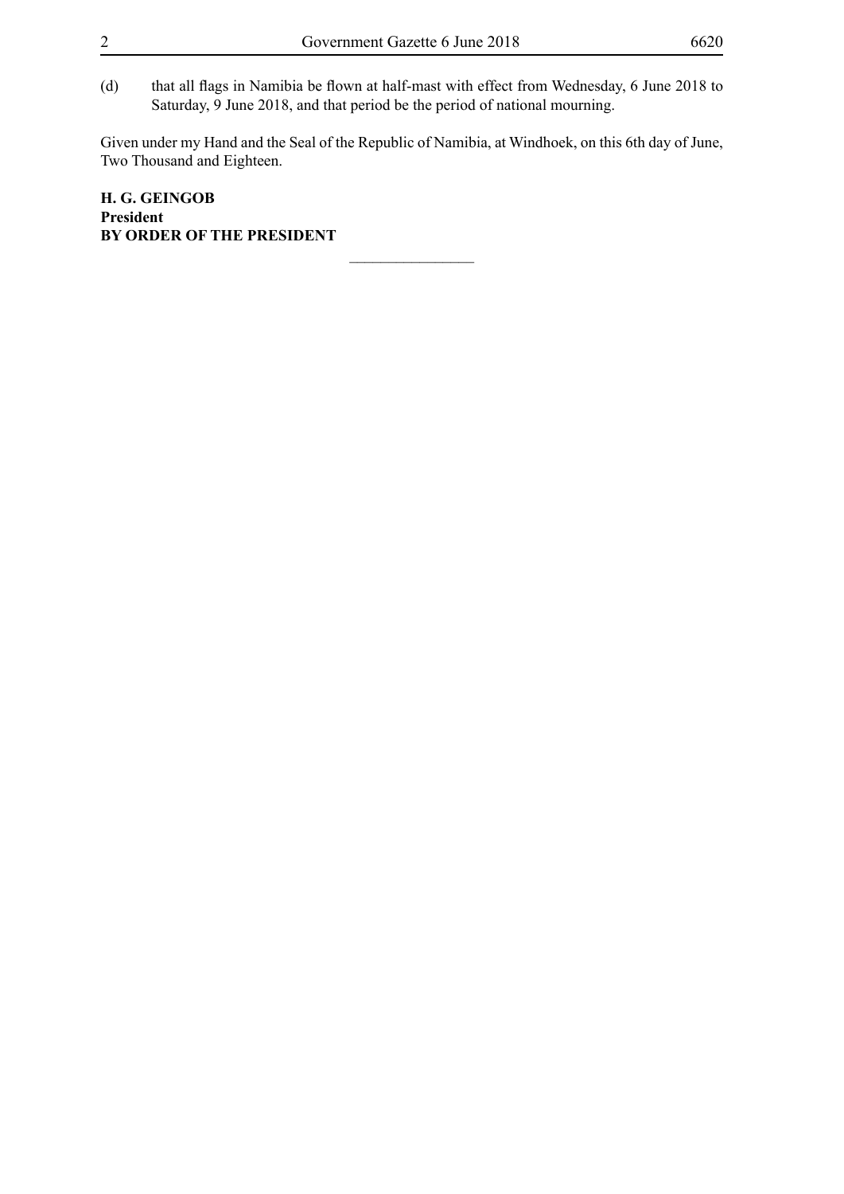(d) that all flags in Namibia be flown at half-mast with effect from Wednesday, 6 June 2018 to Saturday, 9 June 2018, and that period be the period of national mourning.

Given under my Hand and the Seal of the Republic of Namibia, at Windhoek, on this 6th day of June, Two Thousand and Eighteen.

**H. G. GEINGOB**
**President**
**BY ORDER OF THE PRESIDENT**

________________